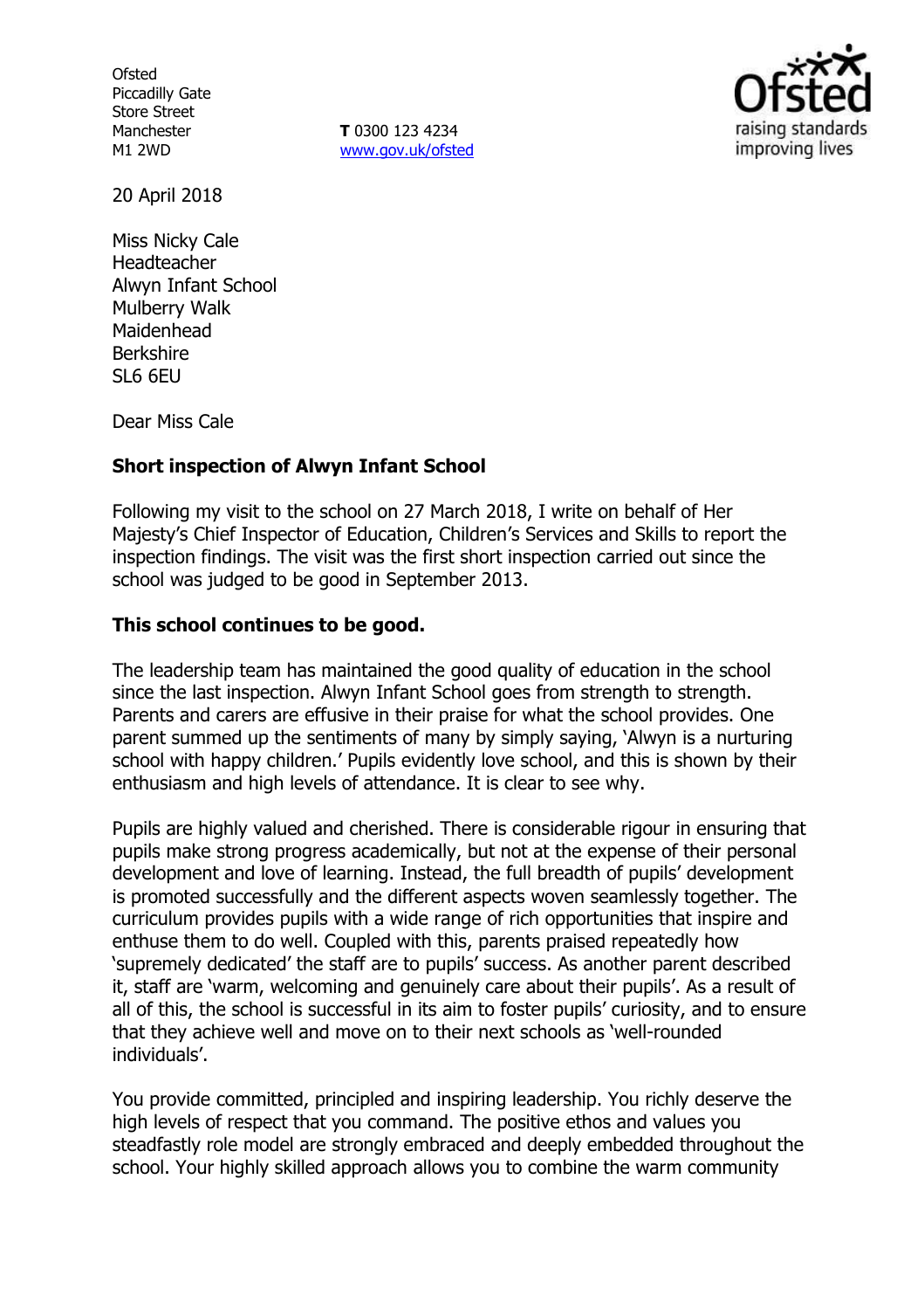Ofsted
Piccadilly Gate
Store Street
Manchester
M1 2WD

**T** 0300 123 4234
www.gov.uk/ofsted

20 April 2018

Miss Nicky Cale
Headteacher
Alwyn Infant School
Mulberry Walk
Maidenhead
Berkshire
SL6 6EU

Dear Miss Cale

**Short inspection of Alwyn Infant School**

Following my visit to the school on 27 March 2018, I write on behalf of Her Majesty's Chief Inspector of Education, Children's Services and Skills to report the inspection findings. The visit was the first short inspection carried out since the school was judged to be good in September 2013.

**This school continues to be good.**

The leadership team has maintained the good quality of education in the school since the last inspection. Alwyn Infant School goes from strength to strength. Parents and carers are effusive in their praise for what the school provides. One parent summed up the sentiments of many by simply saying, 'Alwyn is a nurturing school with happy children.' Pupils evidently love school, and this is shown by their enthusiasm and high levels of attendance. It is clear to see why.

Pupils are highly valued and cherished. There is considerable rigour in ensuring that pupils make strong progress academically, but not at the expense of their personal development and love of learning. Instead, the full breadth of pupils' development is promoted successfully and the different aspects woven seamlessly together. The curriculum provides pupils with a wide range of rich opportunities that inspire and enthuse them to do well. Coupled with this, parents praised repeatedly how 'supremely dedicated' the staff are to pupils' success. As another parent described it, staff are 'warm, welcoming and genuinely care about their pupils'. As a result of all of this, the school is successful in its aim to foster pupils' curiosity, and to ensure that they achieve well and move on to their next schools as 'well-rounded individuals'.

You provide committed, principled and inspiring leadership. You richly deserve the high levels of respect that you command. The positive ethos and values you steadfastly role model are strongly embraced and deeply embedded throughout the school. Your highly skilled approach allows you to combine the warm community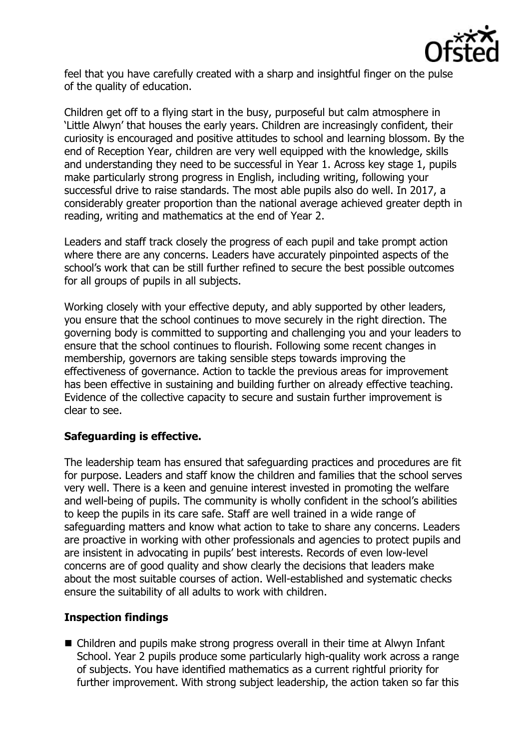feel that you have carefully created with a sharp and insightful finger on the pulse of the quality of education.

Children get off to a flying start in the busy, purposeful but calm atmosphere in 'Little Alwyn' that houses the early years. Children are increasingly confident, their curiosity is encouraged and positive attitudes to school and learning blossom. By the end of Reception Year, children are very well equipped with the knowledge, skills and understanding they need to be successful in Year 1. Across key stage 1, pupils make particularly strong progress in English, including writing, following your successful drive to raise standards. The most able pupils also do well. In 2017, a considerably greater proportion than the national average achieved greater depth in reading, writing and mathematics at the end of Year 2.

Leaders and staff track closely the progress of each pupil and take prompt action where there are any concerns. Leaders have accurately pinpointed aspects of the school's work that can be still further refined to secure the best possible outcomes for all groups of pupils in all subjects.

Working closely with your effective deputy, and ably supported by other leaders, you ensure that the school continues to move securely in the right direction. The governing body is committed to supporting and challenging you and your leaders to ensure that the school continues to flourish. Following some recent changes in membership, governors are taking sensible steps towards improving the effectiveness of governance. Action to tackle the previous areas for improvement has been effective in sustaining and building further on already effective teaching. Evidence of the collective capacity to secure and sustain further improvement is clear to see.

**Safeguarding is effective.**

The leadership team has ensured that safeguarding practices and procedures are fit for purpose. Leaders and staff know the children and families that the school serves very well. There is a keen and genuine interest invested in promoting the welfare and well-being of pupils. The community is wholly confident in the school's abilities to keep the pupils in its care safe. Staff are well trained in a wide range of safeguarding matters and know what action to take to share any concerns. Leaders are proactive in working with other professionals and agencies to protect pupils and are insistent in advocating in pupils' best interests. Records of even low-level concerns are of good quality and show clearly the decisions that leaders make about the most suitable courses of action. Well-established and systematic checks ensure the suitability of all adults to work with children.

**Inspection findings**

- Children and pupils make strong progress overall in their time at Alwyn Infant School. Year 2 pupils produce some particularly high-quality work across a range of subjects. You have identified mathematics as a current rightful priority for further improvement. With strong subject leadership, the action taken so far this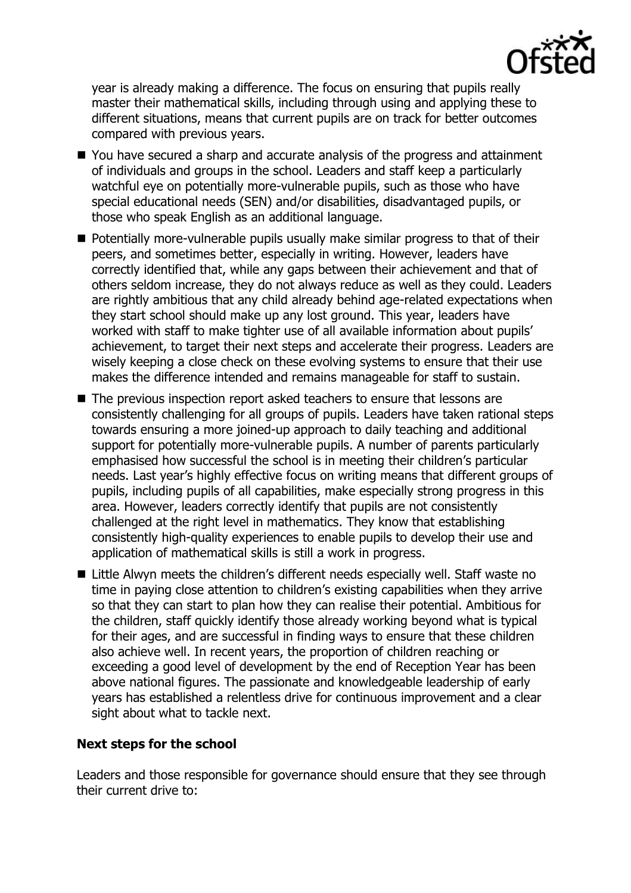year is already making a difference. The focus on ensuring that pupils really master their mathematical skills, including through using and applying these to different situations, means that current pupils are on track for better outcomes compared with previous years.

- You have secured a sharp and accurate analysis of the progress and attainment of individuals and groups in the school. Leaders and staff keep a particularly watchful eye on potentially more-vulnerable pupils, such as those who have special educational needs (SEN) and/or disabilities, disadvantaged pupils, or those who speak English as an additional language.
- Potentially more-vulnerable pupils usually make similar progress to that of their peers, and sometimes better, especially in writing. However, leaders have correctly identified that, while any gaps between their achievement and that of others seldom increase, they do not always reduce as well as they could. Leaders are rightly ambitious that any child already behind age-related expectations when they start school should make up any lost ground. This year, leaders have worked with staff to make tighter use of all available information about pupils' achievement, to target their next steps and accelerate their progress. Leaders are wisely keeping a close check on these evolving systems to ensure that their use makes the difference intended and remains manageable for staff to sustain.
- The previous inspection report asked teachers to ensure that lessons are consistently challenging for all groups of pupils. Leaders have taken rational steps towards ensuring a more joined-up approach to daily teaching and additional support for potentially more-vulnerable pupils. A number of parents particularly emphasised how successful the school is in meeting their children's particular needs. Last year's highly effective focus on writing means that different groups of pupils, including pupils of all capabilities, make especially strong progress in this area. However, leaders correctly identify that pupils are not consistently challenged at the right level in mathematics. They know that establishing consistently high-quality experiences to enable pupils to develop their use and application of mathematical skills is still a work in progress.
- Little Alwyn meets the children's different needs especially well. Staff waste no time in paying close attention to children's existing capabilities when they arrive so that they can start to plan how they can realise their potential. Ambitious for the children, staff quickly identify those already working beyond what is typical for their ages, and are successful in finding ways to ensure that these children also achieve well. In recent years, the proportion of children reaching or exceeding a good level of development by the end of Reception Year has been above national figures. The passionate and knowledgeable leadership of early years has established a relentless drive for continuous improvement and a clear sight about what to tackle next.

## Next steps for the school

Leaders and those responsible for governance should ensure that they see through their current drive to: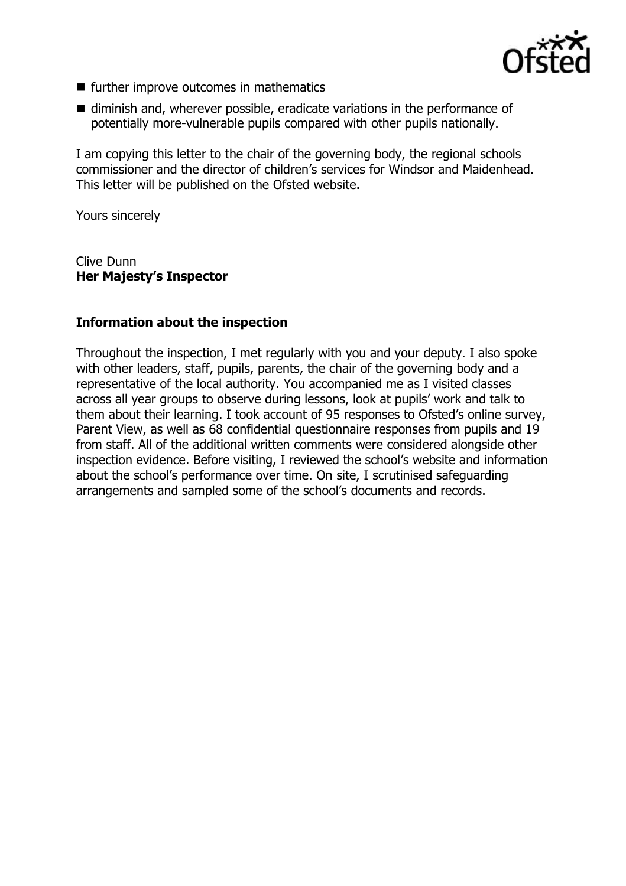- further improve outcomes in mathematics
- diminish and, wherever possible, eradicate variations in the performance of potentially more-vulnerable pupils compared with other pupils nationally.

I am copying this letter to the chair of the governing body, the regional schools commissioner and the director of children's services for Windsor and Maidenhead. This letter will be published on the Ofsted website.

Yours sincerely

Clive Dunn
**Her Majesty's Inspector**

### Information about the inspection

Throughout the inspection, I met regularly with you and your deputy. I also spoke with other leaders, staff, pupils, parents, the chair of the governing body and a representative of the local authority. You accompanied me as I visited classes across all year groups to observe during lessons, look at pupils' work and talk to them about their learning. I took account of 95 responses to Ofsted's online survey, Parent View, as well as 68 confidential questionnaire responses from pupils and 19 from staff. All of the additional written comments were considered alongside other inspection evidence. Before visiting, I reviewed the school's website and information about the school's performance over time. On site, I scrutinised safeguarding arrangements and sampled some of the school's documents and records.